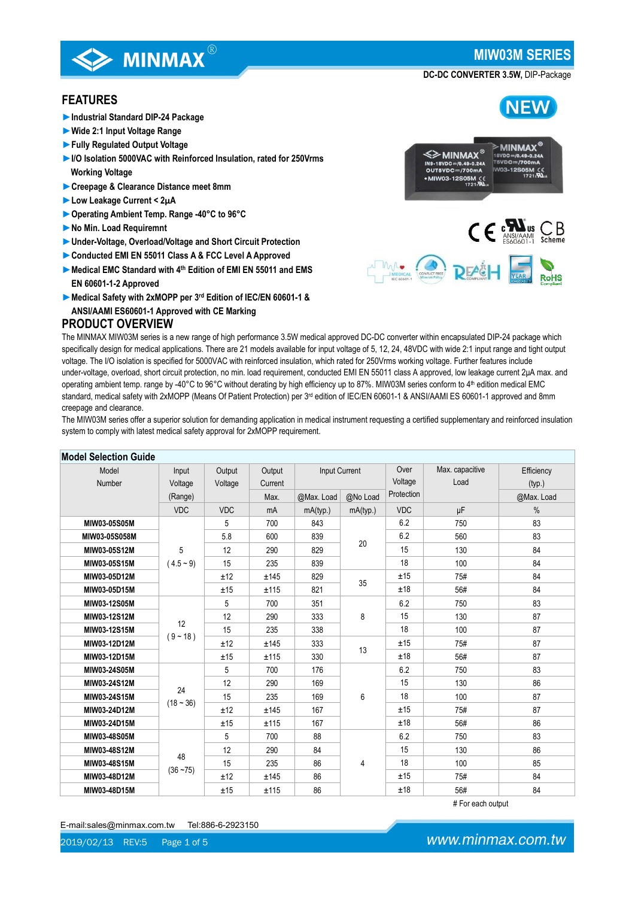# MIW03M SERIES

**DC-DC CONVERTER 3.5W,** DIP-Package

## FEATURES

- ► Industrial Standard DIP-24 Package
- ► Wide 2:1 Input Voltage Range
- ► Fully Regulated Output Voltage
- ► I/O Isolation 5000VAC with Reinforced Insulation, rated for 250Vrms Working Voltage
- ► Creepage & Clearance Distance meet 8mm
- ► Low Leakage Current < 2μA
- ► Operating Ambient Temp. Range -40°C to 96°C
- ► No Min. Load Requiremnt
- ► Under-Voltage, Overload/Voltage and Short Circuit Protection
- ► Conducted EMI EN 55011 Class A & FCC Level A Approved
- ► Medical EMC Standard with 4th Edition of EMI EN 55011 and EMS EN 60601-1-2 Approved
- ► Medical Safety with 2xMOPP per 3rd Edition of IEC/EN 60601-1 & ANSI/AAMI ES60601-1 Approved with CE Marking

## PRODUCT OVERVIEW

The MINMAX MIW03M series is a new range of high performance 3.5W medical approved DC-DC converter within encapsulated DIP-24 package which specifically design for medical applications. There are 21 models available for input voltage of 5, 12, 24, 48VDC with wide 2:1 input range and tight output voltage. The I/O isolation is specified for 5000VAC with reinforced insulation, which rated for 250Vrms working voltage. Further features include under-voltage, overload, short circuit protection, no min. load requirement, conducted EMI EN 55011 class A approved, low leakage current 2μA max. and operating ambient temp. range by -40°C to 96°C without derating by high efficiency up to 87%. MIW03M series conform to 4th edition medical EMC standard, medical safety with 2xMOPP (Means Of Patient Protection) per 3rd edition of IEC/EN 60601-1 & ANSI/AAMI ES 60601-1 approved and 8mm creepage and clearance.

The MIW03M series offer a superior solution for demanding application in medical instrument requesting a certified supplementary and reinforced insulation system to comply with latest medical safety approval for 2xMOPP requirement.

### Model Selection Guide

| Model Number | Input Voltage (Range) | Output Voltage | Output Current Max. | Input Current @Max. Load | Input Current @No Load | Over Voltage Protection | Max. capacitive Load | Efficiency (typ.) @Max. Load |
|---|---|---|---|---|---|---|---|---|
| | VDC | VDC | mA | mA(typ.) | mA(typ.) | VDC | μF | % |
| MIW03-05S05M | 5 (4.5 ~ 9) | 5 | 700 | 843 | 20 | 6.2 | 750 | 83 |
| MIW03-05S058M | | 5.8 | 600 | 839 | | 6.2 | 560 | 83 |
| MIW03-05S12M | | 12 | 290 | 829 | | 15 | 130 | 84 |
| MIW03-05S15M | | 15 | 235 | 839 | | 18 | 100 | 84 |
| MIW03-05D12M | | ±12 | ±145 | 829 | 35 | ±15 | 75# | 84 |
| MIW03-05D15M | | ±15 | ±115 | 821 | | ±18 | 56# | 84 |
| MIW03-12S05M | 12 (9 ~ 18) | 5 | 700 | 351 | 8 | 6.2 | 750 | 83 |
| MIW03-12S12M | | 12 | 290 | 333 | | 15 | 130 | 87 |
| MIW03-12S15M | | 15 | 235 | 338 | | 18 | 100 | 87 |
| MIW03-12D12M | | ±12 | ±145 | 333 | 13 | ±15 | 75# | 87 |
| MIW03-12D15M | | ±15 | ±115 | 330 | | ±18 | 56# | 87 |
| MIW03-24S05M | 24 (18 ~ 36) | 5 | 700 | 176 | 6 | 6.2 | 750 | 83 |
| MIW03-24S12M | | 12 | 290 | 169 | | 15 | 130 | 86 |
| MIW03-24S15M | | 15 | 235 | 169 | | 18 | 100 | 87 |
| MIW03-24D12M | | ±12 | ±145 | 167 | | ±15 | 75# | 87 |
| MIW03-24D15M | | ±15 | ±115 | 167 | | ±18 | 56# | 86 |
| MIW03-48S05M | 48 (36 ~75) | 5 | 700 | 88 | 4 | 6.2 | 750 | 83 |
| MIW03-48S12M | | 12 | 290 | 84 | | 15 | 130 | 86 |
| MIW03-48S15M | | 15 | 235 | 86 | | 18 | 100 | 85 |
| MIW03-48D12M | | ±12 | ±145 | 86 | | ±15 | 75# | 84 |
| MIW03-48D15M | | ±15 | ±115 | 86 | | ±18 | 56# | 84 |

# For each output

E-mail:sales@minmax.com.tw Tel:886-6-2923150

2019/02/13 REV:5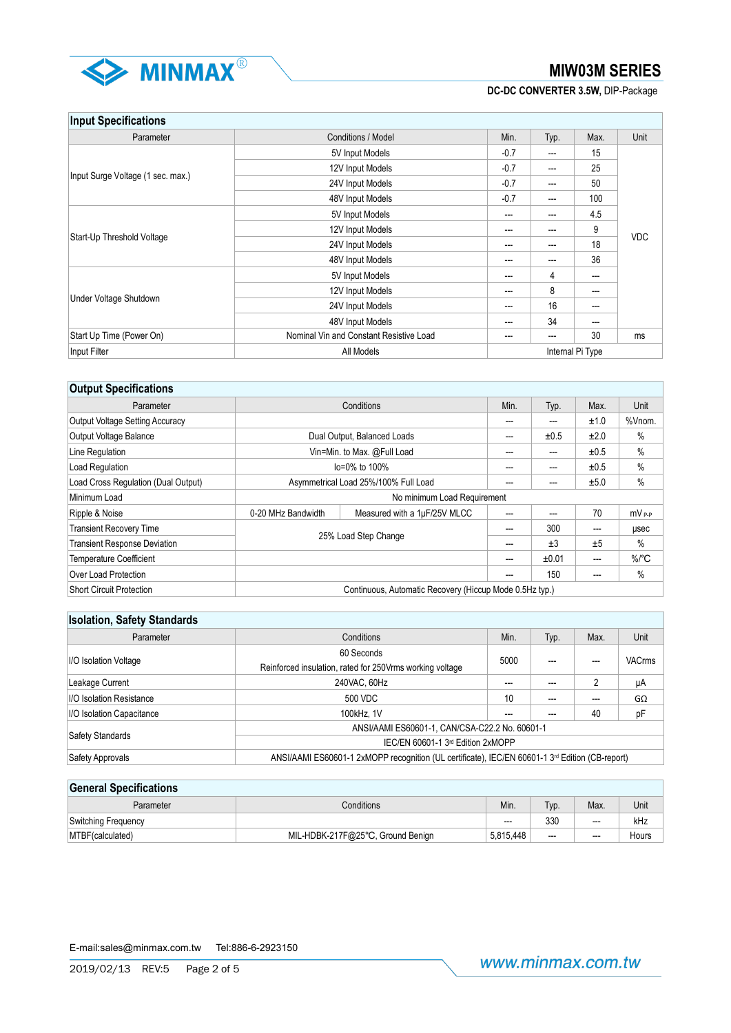## Input Specifications

| Parameter | Conditions / Model | Min. | Typ. | Max. | Unit |
|---|---|---|---|---|---|
| Input Surge Voltage (1 sec. max.) | 5V Input Models | -0.7 | --- | 15 | VDC |
| | 12V Input Models | -0.7 | --- | 25 | |
| | 24V Input Models | -0.7 | --- | 50 | |
| | 48V Input Models | -0.7 | --- | 100 | |
| Start-Up Threshold Voltage | 5V Input Models | --- | --- | 4.5 | |
| | 12V Input Models | --- | --- | 9 | |
| | 24V Input Models | --- | --- | 18 | |
| | 48V Input Models | --- | --- | 36 | |
| Under Voltage Shutdown | 5V Input Models | --- | 4 | --- | |
| | 12V Input Models | --- | 8 | --- | |
| | 24V Input Models | --- | 16 | --- | |
| | 48V Input Models | --- | 34 | --- | |
| Start Up Time (Power On) | Nominal Vin and Constant Resistive Load | --- | --- | 30 | ms |
| Input Filter | All Models | Internal Pi Type | | | |

## Output Specifications

| Parameter | Conditions | | Min. | Typ. | Max. | Unit |
|---|---|---|---|---|---|---|
| Output Voltage Setting Accuracy | | | --- | --- | ±1.0 | %Vnom. |
| Output Voltage Balance | Dual Output, Balanced Loads | | --- | ±0.5 | ±2.0 | % |
| Line Regulation | Vin=Min. to Max. @Full Load | | --- | --- | ±0.5 | % |
| Load Regulation | Io=0% to 100% | | --- | --- | ±0.5 | % |
| Load Cross Regulation (Dual Output) | Asymmetrical Load 25%/100% Full Load | | --- | --- | ±5.0 | % |
| Minimum Load | No minimum Load Requirement | | | | | |
| Ripple & Noise | 0-20 MHz Bandwidth | Measured with a 1µF/25V MLCC | --- | --- | 70 | mV P-P |
| Transient Recovery Time | 25% Load Step Change | | --- | 300 | --- | µsec |
| Transient Response Deviation | | | --- | ±3 | ±5 | % |
| Temperature Coefficient | | | --- | ±0.01 | --- | %/°C |
| Over Load Protection | | | --- | 150 | --- | % |
| Short Circuit Protection | Continuous, Automatic Recovery (Hiccup Mode 0.5Hz typ.) | | | | | |

## Isolation, Safety Standards

| Parameter | Conditions | Min. | Typ. | Max. | Unit |
|---|---|---|---|---|---|
| I/O Isolation Voltage | 60 Seconds<br>Reinforced insulation, rated for 250Vrms working voltage | 5000 | --- | --- | VACrms |
| Leakage Current | 240VAC, 60Hz | --- | --- | 2 | µA |
| I/O Isolation Resistance | 500 VDC | 10 | --- | --- | GΩ |
| I/O Isolation Capacitance | 100kHz, 1V | --- | --- | 40 | pF |
| Safety Standards | ANSI/AAMI ES60601-1, CAN/CSA-C22.2 No. 60601-1 | | | | |
| | IEC/EN 60601-1 3rd Edition 2xMOPP | | | | |
| Safety Approvals | ANSI/AAMI ES60601-1 2xMOPP recognition (UL certificate), IEC/EN 60601-1 3rd Edition (CB-report) | | | | |

## General Specifications

| Parameter | Conditions | Min. | Typ. | Max. | Unit |
|---|---|---|---|---|---|
| Switching Frequency | | --- | 330 | --- | kHz |
| MTBF(calculated) | MIL-HDBK-217F@25℃, Ground Benign | 5,815,448 | --- | --- | Hours |

E-mail:sales@minmax.com.tw Tel:886-6-2923150

2019/02/13 REV:5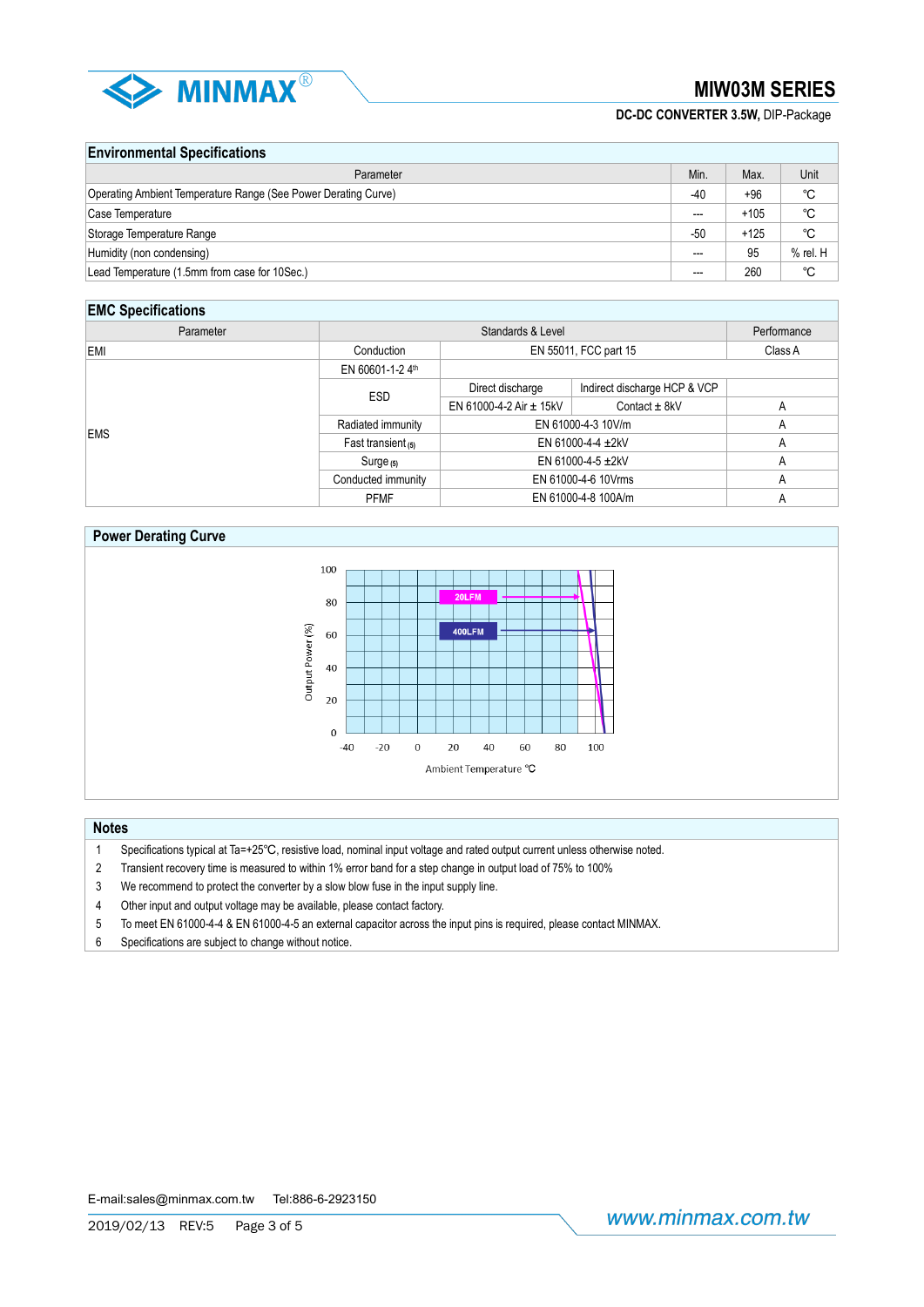## Environmental Specifications

| Parameter | Min. | Max. | Unit |
|---|---|---|---|
| Operating Ambient Temperature Range (See Power Derating Curve) | -40 | +96 | ℃ |
| Case Temperature | --- | +105 | ℃ |
| Storage Temperature Range | -50 | +125 | ℃ |
| Humidity (non condensing) | --- | 95 | % rel. H |
| Lead Temperature (1.5mm from case for 10Sec.) | --- | 260 | ℃ |

## EMC Specifications

| Parameter | Standards & Level | | | Performance |
|---|---|---|---|---|
| EMI | Conduction | EN 55011, FCC part 15 | | Class A |
| EMS | EN 60601-1-2 4th | | | |
| | ESD | Direct discharge | Indirect discharge HCP & VCP | |
| | | EN 61000-4-2 Air ± 15kV | Contact ± 8kV | A |
| | Radiated immunity | EN 61000-4-3 10V/m | | A |
| | Fast transient (5) | EN 61000-4-4 ±2kV | | A |
| | Surge (5) | EN 61000-4-5 ±2kV | | A |
| | Conducted immunity | EN 61000-4-6 10Vrms | | A |
| | PFMF | EN 61000-4-8 100A/m | | A |

## Power Derating Curve

Output Power (%) vs. Ambient Temperature ℃ (20LFM, 400LFM)

## Notes

1. Specifications typical at Ta=+25℃, resistive load, nominal input voltage and rated output current unless otherwise noted.
2. Transient recovery time is measured to within 1% error band for a step change in output load of 75% to 100%
3. We recommend to protect the converter by a slow blow fuse in the input supply line.
4. Other input and output voltage may be available, please contact factory.
5. To meet EN 61000-4-4 & EN 61000-4-5 an external capacitor across the input pins is required, please contact MINMAX.
6. Specifications are subject to change without notice.

E-mail:sales@minmax.com.tw Tel:886-6-2923150

2019/02/13 REV:5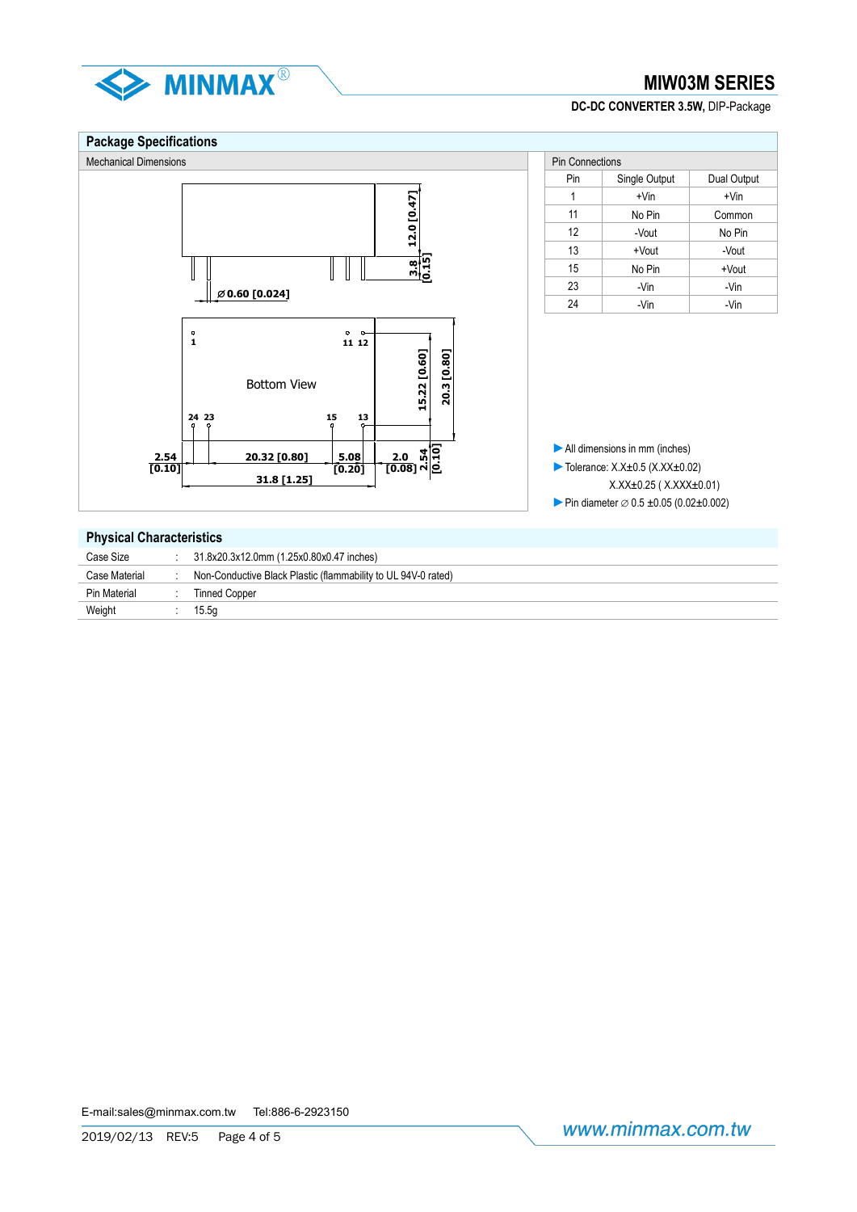## Package Specifications

### Mechanical Dimensions

Bottom View

| Pin | Single Output | Dual Output |
|---|---|---|
| 1 | +Vin | +Vin |
| 11 | No Pin | Common |
| 12 | -Vout | No Pin |
| 13 | +Vout | -Vout |
| 15 | No Pin | +Vout |
| 23 | -Vin | -Vin |
| 24 | -Vin | -Vin |

- All dimensions in mm (inches)
- Tolerance: X.X±0.5 (X.XX±0.02)
  X.XX±0.25 ( X.XXX±0.01)
- Pin diameter ∅ 0.5 ±0.05 (0.02±0.002)

## Physical Characteristics

| | | |
|---|---|---|
| Case Size | : | 31.8x20.3x12.0mm (1.25x0.80x0.47 inches) |
| Case Material | : | Non-Conductive Black Plastic (flammability to UL 94V-0 rated) |
| Pin Material | : | Tinned Copper |
| Weight | : | 15.5g |

E-mail:sales@minmax.com.tw Tel:886-6-2923150

2019/02/13 REV:5

www.minmax.com.tw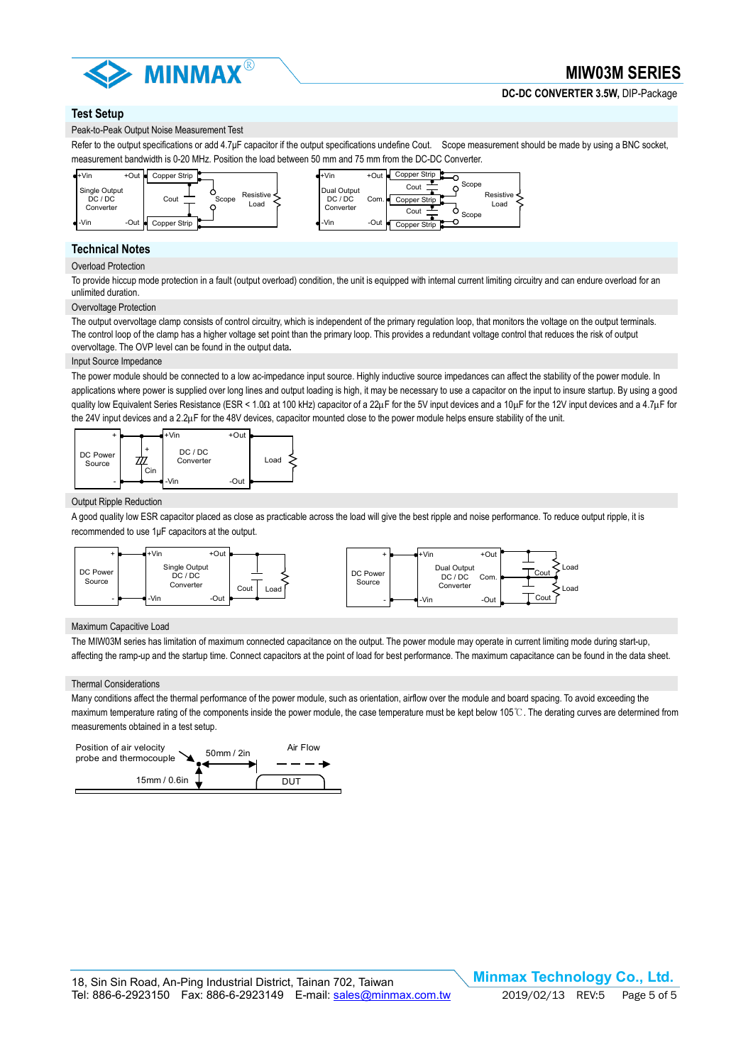## Test Setup

### Peak-to-Peak Output Noise Measurement Test

Refer to the output specifications or add 4.7µF capacitor if the output specifications undefine Cout. Scope measurement should be made by using a BNC socket, measurement bandwidth is 0-20 MHz. Position the load between 50 mm and 75 mm from the DC-DC Converter.

+Vin
+Out
Copper Strip
Single Output DC / DC Converter
Cout
Scope
Resistive Load
-Vin
-Out
Copper Strip

+Vin
+Out
Copper Strip
Cout
Scope
Dual Output DC / DC Converter
Com.
Copper Strip
Resistive Load
Cout
Scope
-Vin
-Out
Copper Strip

## Technical Notes

### Overload Protection

To provide hiccup mode protection in a fault (output overload) condition, the unit is equipped with internal current limiting circuitry and can endure overload for an unlimited duration.

### Overvoltage Protection

The output overvoltage clamp consists of control circuitry, which is independent of the primary regulation loop, that monitors the voltage on the output terminals. The control loop of the clamp has a higher voltage set point than the primary loop. This provides a redundant voltage control that reduces the risk of output overvoltage. The OVP level can be found in the output data**.**

### Input Source Impedance

The power module should be connected to a low ac-impedance input source. Highly inductive source impedances can affect the stability of the power module. In applications where power is supplied over long lines and output loading is high, it may be necessary to use a capacitor on the input to insure startup. By using a good quality low Equivalent Series Resistance (ESR < 1.0Ω at 100 kHz) capacitor of a 22µF for the 5V input devices and a 10µF for the 12V input devices and a 4.7µF for the 24V input devices and a 2.2µF for the 48V devices, capacitor mounted close to the power module helps ensure stability of the unit.

+
DC Power Source
-
+
Cin
+Vin
+Out
DC / DC Converter
Load
-Vin
-Out

### Output Ripple Reduction

A good quality low ESR capacitor placed as close as practicable across the load will give the best ripple and noise performance. To reduce output ripple, it is recommended to use 1µF capacitors at the output.

+
DC Power Source
-
+Vin
+Out
Single Output DC / DC Converter
Cout
Load
-Vin
-Out

+
DC Power Source
-
+Vin
+Out
Dual Output DC / DC Converter
Com.
Cout
Load
Load
Cout
-Vin
-Out

### Maximum Capacitive Load

The MIW03M series has limitation of maximum connected capacitance on the output. The power module may operate in current limiting mode during start-up, affecting the ramp-up and the startup time. Connect capacitors at the point of load for best performance. The maximum capacitance can be found in the data sheet.

### Thermal Considerations

Many conditions affect the thermal performance of the power module, such as orientation, airflow over the module and board spacing. To avoid exceeding the maximum temperature rating of the components inside the power module, the case temperature must be kept below 105℃. The derating curves are determined from measurements obtained in a test setup.

Position of air velocity probe and thermocouple
50mm / 2in
Air Flow
15mm / 0.6in
DUT